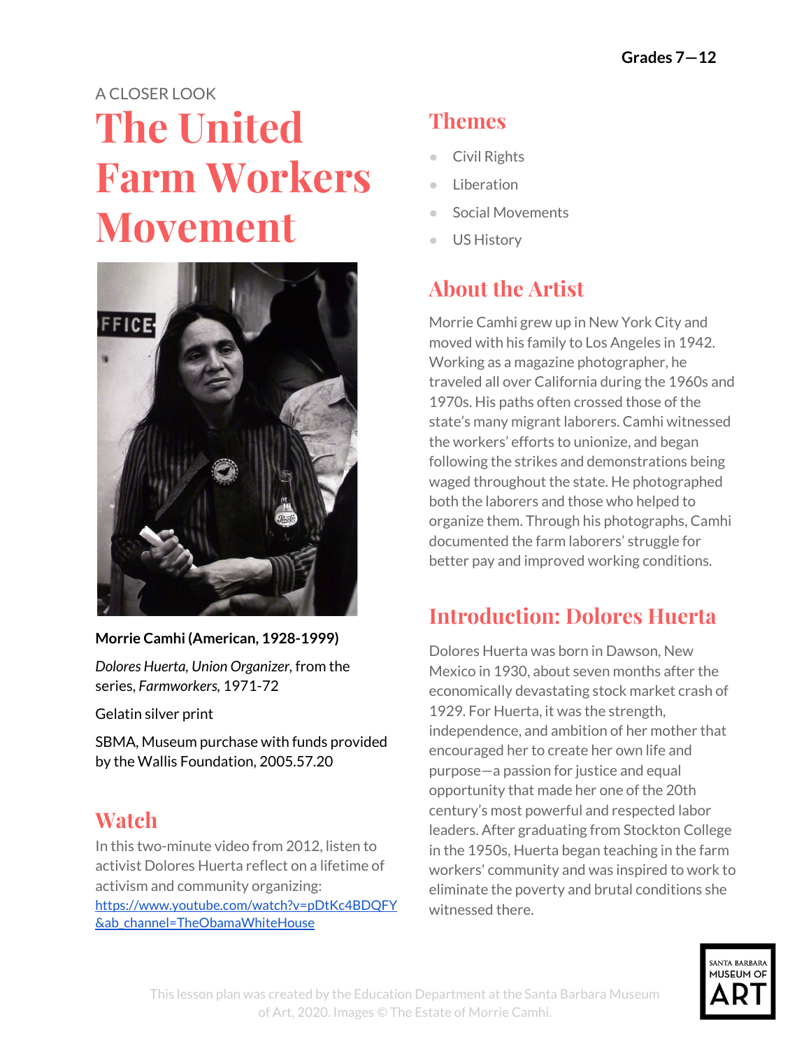Grades 7—12

A CLOSER LOOK

# The United Farm Workers Movement

**Morrie Camhi (American, 1928-1999)**

*Dolores Huerta, Union Organizer*, from the series, *Farmworkers,* 1971-72

Gelatin silver print

SBMA, Museum purchase with funds provided by the Wallis Foundation, 2005.57.20

## Watch

In this two-minute video from 2012, listen to activist Dolores Huerta reflect on a lifetime of activism and community organizing: https://www.youtube.com/watch?v=pDtKc4BDQFY&ab_channel=TheObamaWhiteHouse

## Themes

- Civil Rights
- Liberation
- Social Movements
- US History

## About the Artist

Morrie Camhi grew up in New York City and moved with his family to Los Angeles in 1942. Working as a magazine photographer, he traveled all over California during the 1960s and 1970s. His paths often crossed those of the state's many migrant laborers. Camhi witnessed the workers' efforts to unionize, and began following the strikes and demonstrations being waged throughout the state. He photographed both the laborers and those who helped to organize them. Through his photographs, Camhi documented the farm laborers' struggle for better pay and improved working conditions.

## Introduction: Dolores Huerta

Dolores Huerta was born in Dawson, New Mexico in 1930, about seven months after the economically devastating stock market crash of 1929. For Huerta, it was the strength, independence, and ambition of her mother that encouraged her to create her own life and purpose—a passion for justice and equal opportunity that made her one of the 20th century's most powerful and respected labor leaders. After graduating from Stockton College in the 1950s, Huerta began teaching in the farm workers' community and was inspired to work to eliminate the poverty and brutal conditions she witnessed there.

This lesson plan was created by the Education Department at the Santa Barbara Museum of Art, 2020. Images © The Estate of Morrie Camhi.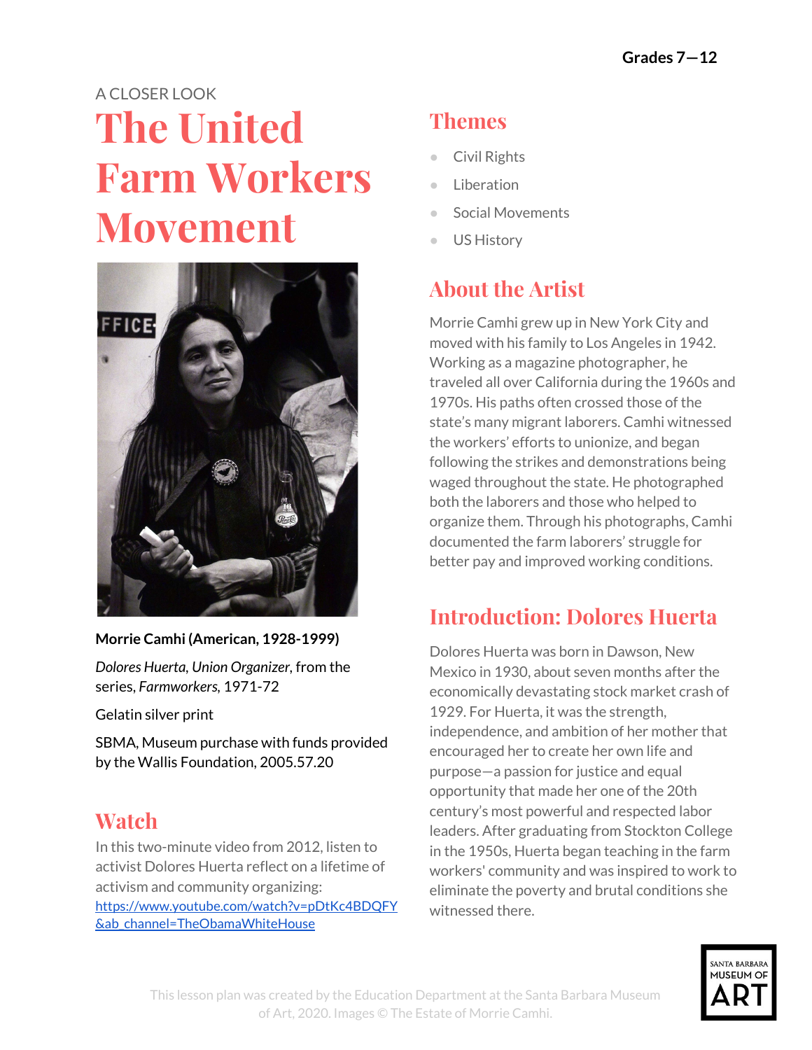Grades 7—12

A CLOSER LOOK

# The United Farm Workers Movement

**Morrie Camhi (American, 1928-1999)**

*Dolores Huerta, Union Organizer*, from the series, *Farmworkers*, 1971-72

Gelatin silver print

SBMA, Museum purchase with funds provided by the Wallis Foundation, 2005.57.20

## Watch

In this two-minute video from 2012, listen to activist Dolores Huerta reflect on a lifetime of activism and community organizing: [https://www.youtube.com/watch?v=pDtKc4BDQFY&ab_channel=TheObamaWhiteHouse](https://www.youtube.com/watch?v=pDtKc4BDQFY&ab_channel=TheObamaWhiteHouse)

## Themes

- Civil Rights
- Liberation
- Social Movements
- US History

## About the Artist

Morrie Camhi grew up in New York City and moved with his family to Los Angeles in 1942. Working as a magazine photographer, he traveled all over California during the 1960s and 1970s. His paths often crossed those of the state's many migrant laborers. Camhi witnessed the workers' efforts to unionize, and began following the strikes and demonstrations being waged throughout the state. He photographed both the laborers and those who helped to organize them. Through his photographs, Camhi documented the farm laborers' struggle for better pay and improved working conditions.

## Introduction: Dolores Huerta

Dolores Huerta was born in Dawson, New Mexico in 1930, about seven months after the economically devastating stock market crash of 1929. For Huerta, it was the strength, independence, and ambition of her mother that encouraged her to create her own life and purpose—a passion for justice and equal opportunity that made her one of the 20th century's most powerful and respected labor leaders. After graduating from Stockton College in the 1950s, Huerta began teaching in the farm workers' community and was inspired to work to eliminate the poverty and brutal conditions she witnessed there.

This lesson plan was created by the Education Department at the Santa Barbara Museum of Art, 2020. Images © The Estate of Morrie Camhi.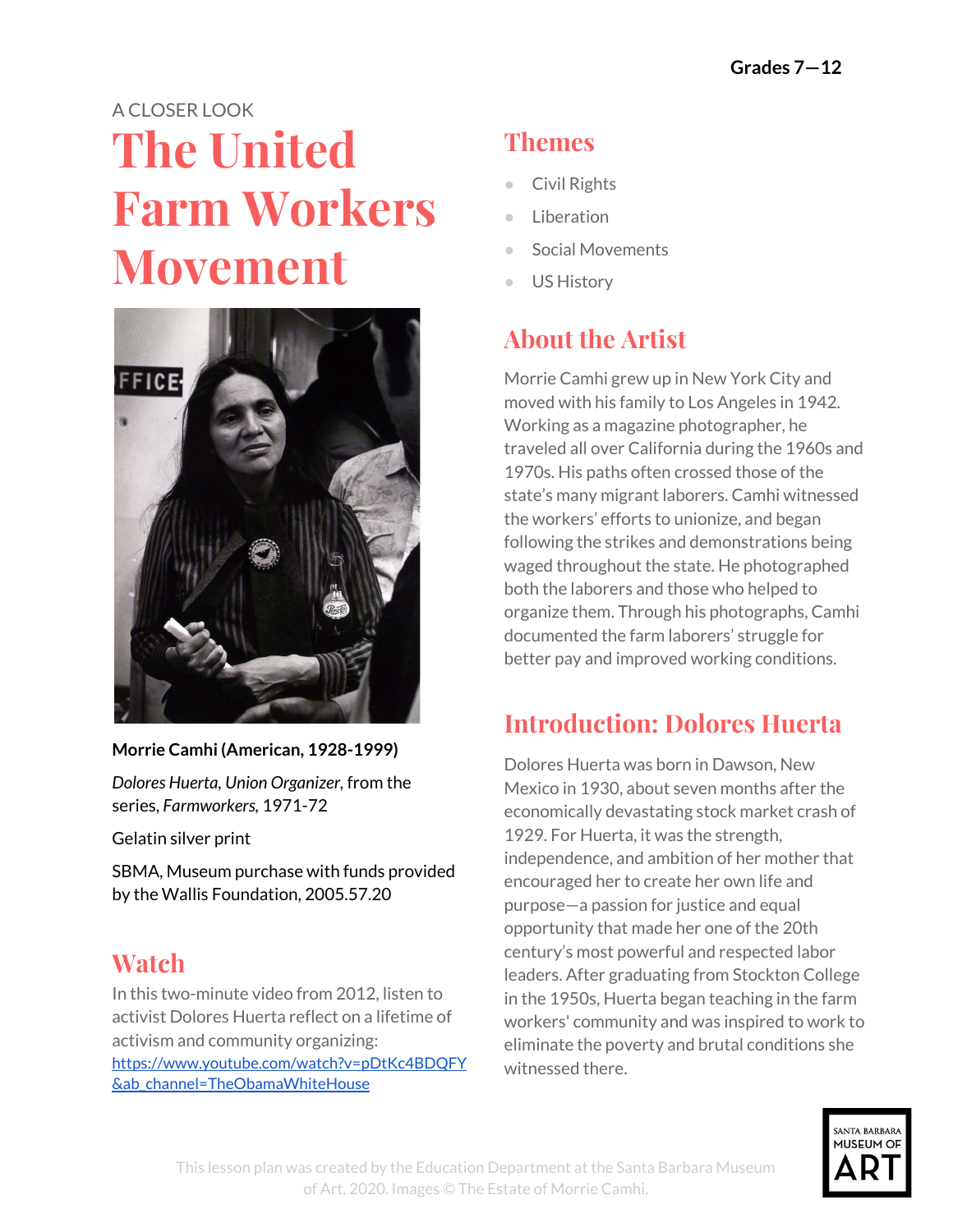Grades 7—12

A CLOSER LOOK

# The United Farm Workers Movement

**Morrie Camhi (American, 1928-1999)**

*Dolores Huerta, Union Organizer*, from the series, *Farmworkers,* 1971-72

Gelatin silver print

SBMA, Museum purchase with funds provided by the Wallis Foundation, 2005.57.20

## Watch

In this two-minute video from 2012, listen to activist Dolores Huerta reflect on a lifetime of activism and community organizing: https://www.youtube.com/watch?v=pDtKc4BDQFY&ab_channel=TheObamaWhiteHouse

## Themes

- Civil Rights
- Liberation
- Social Movements
- US History

## About the Artist

Morrie Camhi grew up in New York City and moved with his family to Los Angeles in 1942. Working as a magazine photographer, he traveled all over California during the 1960s and 1970s. His paths often crossed those of the state's many migrant laborers. Camhi witnessed the workers' efforts to unionize, and began following the strikes and demonstrations being waged throughout the state. He photographed both the laborers and those who helped to organize them. Through his photographs, Camhi documented the farm laborers' struggle for better pay and improved working conditions.

## Introduction: Dolores Huerta

Dolores Huerta was born in Dawson, New Mexico in 1930, about seven months after the economically devastating stock market crash of 1929. For Huerta, it was the strength, independence, and ambition of her mother that encouraged her to create her own life and purpose—a passion for justice and equal opportunity that made her one of the 20th century's most powerful and respected labor leaders. After graduating from Stockton College in the 1950s, Huerta began teaching in the farm workers' community and was inspired to work to eliminate the poverty and brutal conditions she witnessed there.

This lesson plan was created by the Education Department at the Santa Barbara Museum of Art, 2020. Images © The Estate of Morrie Camhi.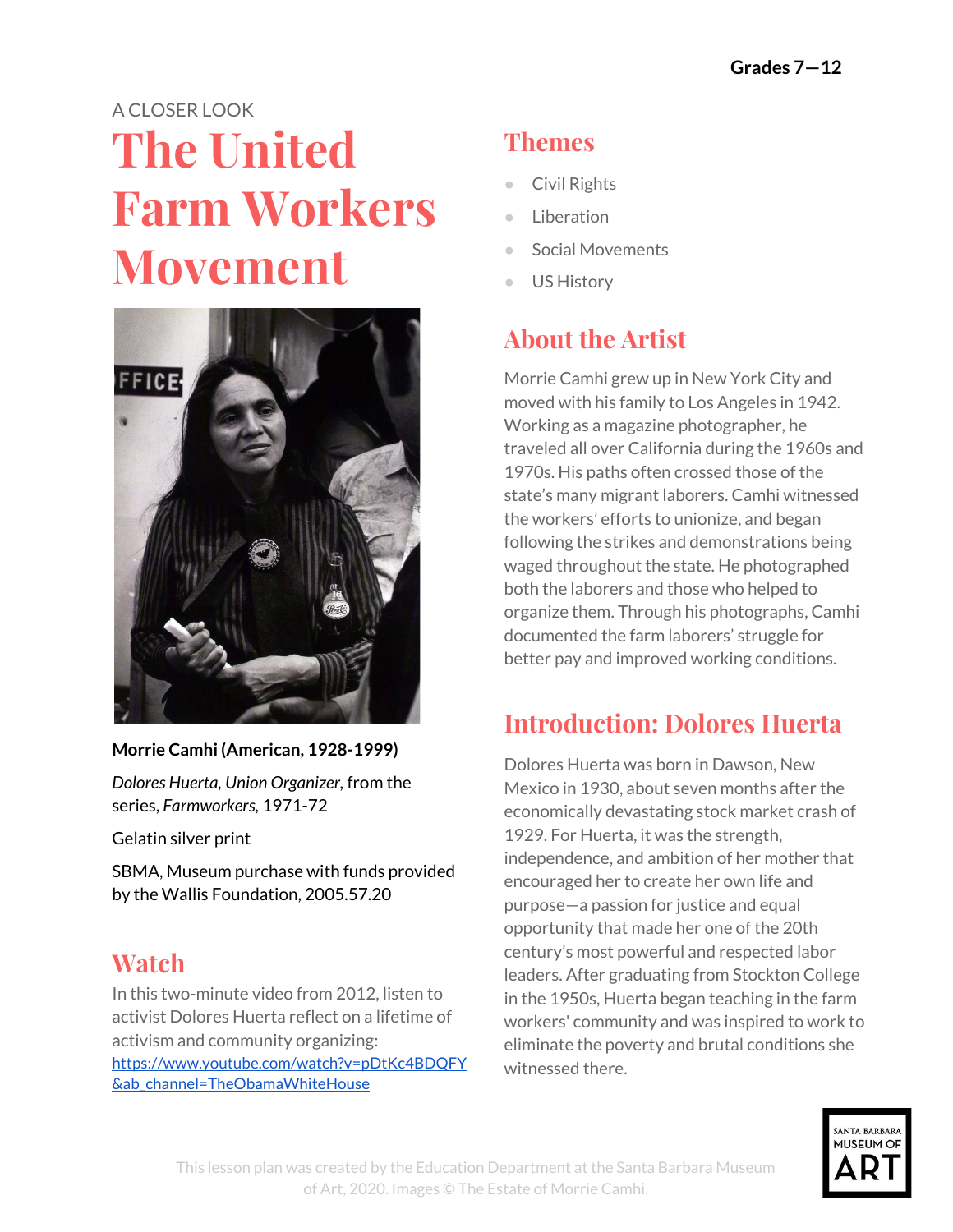Grades 7—12

A CLOSER LOOK

# The United Farm Workers Movement

**Morrie Camhi (American, 1928-1999)**

*Dolores Huerta, Union Organizer*, from the series, *Farmworkers,* 1971-72

Gelatin silver print

SBMA, Museum purchase with funds provided by the Wallis Foundation, 2005.57.20

## Watch

In this two-minute video from 2012, listen to activist Dolores Huerta reflect on a lifetime of activism and community organizing: https://www.youtube.com/watch?v=pDtKc4BDQFY&ab_channel=TheObamaWhiteHouse

## Themes

- Civil Rights
- Liberation
- Social Movements
- US History

## About the Artist

Morrie Camhi grew up in New York City and moved with his family to Los Angeles in 1942. Working as a magazine photographer, he traveled all over California during the 1960s and 1970s. His paths often crossed those of the state's many migrant laborers. Camhi witnessed the workers' efforts to unionize, and began following the strikes and demonstrations being waged throughout the state. He photographed both the laborers and those who helped to organize them. Through his photographs, Camhi documented the farm laborers' struggle for better pay and improved working conditions.

## Introduction: Dolores Huerta

Dolores Huerta was born in Dawson, New Mexico in 1930, about seven months after the economically devastating stock market crash of 1929. For Huerta, it was the strength, independence, and ambition of her mother that encouraged her to create her own life and purpose—a passion for justice and equal opportunity that made her one of the 20th century's most powerful and respected labor leaders. After graduating from Stockton College in the 1950s, Huerta began teaching in the farm workers' community and was inspired to work to eliminate the poverty and brutal conditions she witnessed there.

This lesson plan was created by the Education Department at the Santa Barbara Museum of Art, 2020. Images © The Estate of Morrie Camhi.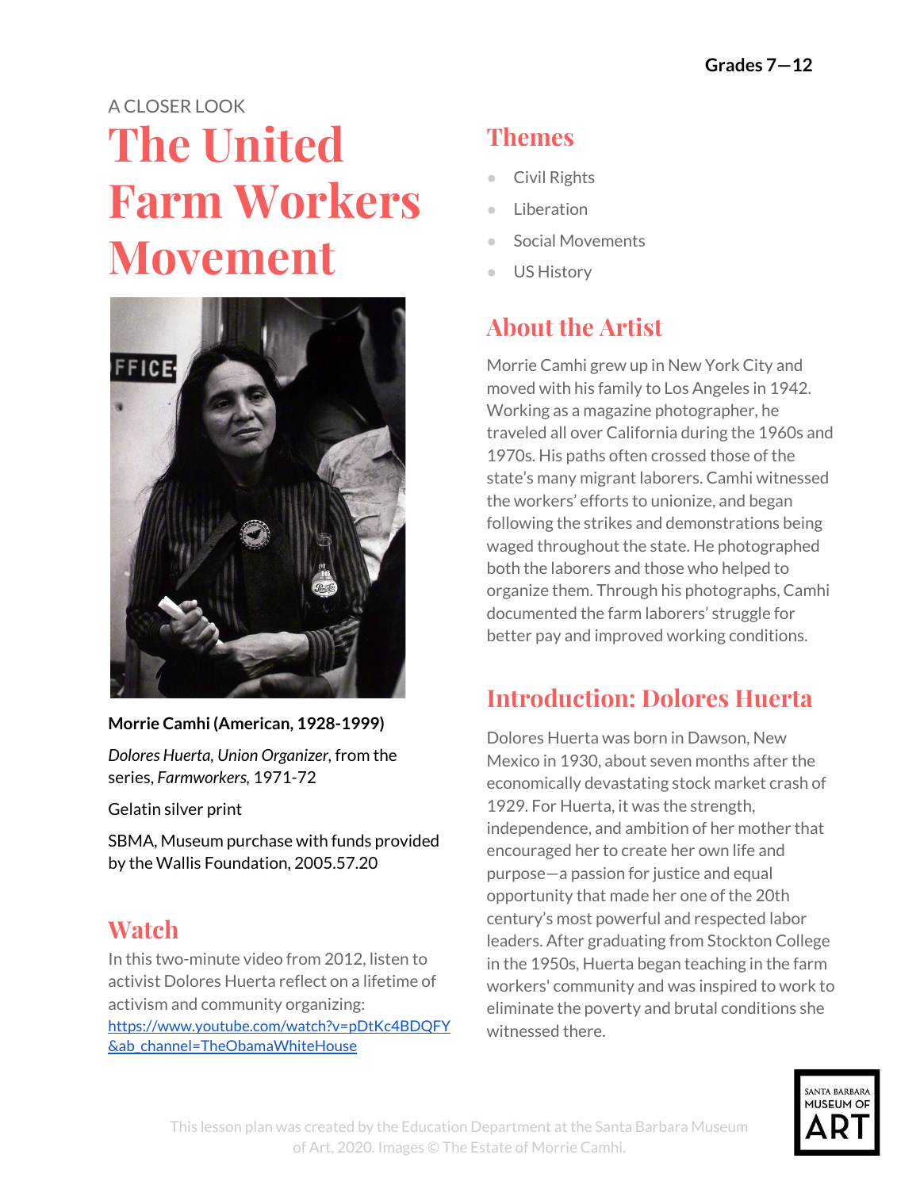Grades 7—12

A CLOSER LOOK

# The United Farm Workers Movement

**Morrie Camhi (American, 1928-1999)**

*Dolores Huerta, Union Organizer*, from the series, *Farmworkers,* 1971-72

Gelatin silver print

SBMA, Museum purchase with funds provided by the Wallis Foundation, 2005.57.20

## Watch

In this two-minute video from 2012, listen to activist Dolores Huerta reflect on a lifetime of activism and community organizing: https://www.youtube.com/watch?v=pDtKc4BDQFY&ab_channel=TheObamaWhiteHouse

## Themes

- Civil Rights
- Liberation
- Social Movements
- US History

## About the Artist

Morrie Camhi grew up in New York City and moved with his family to Los Angeles in 1942. Working as a magazine photographer, he traveled all over California during the 1960s and 1970s. His paths often crossed those of the state's many migrant laborers. Camhi witnessed the workers' efforts to unionize, and began following the strikes and demonstrations being waged throughout the state. He photographed both the laborers and those who helped to organize them. Through his photographs, Camhi documented the farm laborers' struggle for better pay and improved working conditions.

## Introduction: Dolores Huerta

Dolores Huerta was born in Dawson, New Mexico in 1930, about seven months after the economically devastating stock market crash of 1929. For Huerta, it was the strength, independence, and ambition of her mother that encouraged her to create her own life and purpose—a passion for justice and equal opportunity that made her one of the 20th century's most powerful and respected labor leaders. After graduating from Stockton College in the 1950s, Huerta began teaching in the farm workers' community and was inspired to work to eliminate the poverty and brutal conditions she witnessed there.

This lesson plan was created by the Education Department at the Santa Barbara Museum of Art, 2020. Images © The Estate of Morrie Camhi.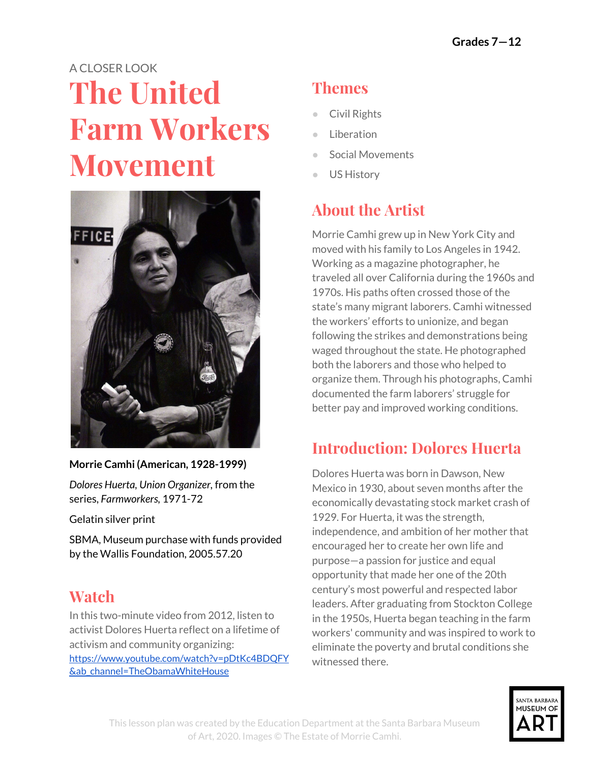Grades 7—12

A CLOSER LOOK

# The United Farm Workers Movement

**Morrie Camhi (American, 1928-1999)**

*Dolores Huerta, Union Organizer*, from the series, *Farmworkers*, 1971-72

Gelatin silver print

SBMA, Museum purchase with funds provided by the Wallis Foundation, 2005.57.20

## Watch

In this two-minute video from 2012, listen to activist Dolores Huerta reflect on a lifetime of activism and community organizing: https://www.youtube.com/watch?v=pDtKc4BDQFY&ab_channel=TheObamaWhiteHouse

## Themes

- Civil Rights
- Liberation
- Social Movements
- US History

## About the Artist

Morrie Camhi grew up in New York City and moved with his family to Los Angeles in 1942. Working as a magazine photographer, he traveled all over California during the 1960s and 1970s. His paths often crossed those of the state's many migrant laborers. Camhi witnessed the workers' efforts to unionize, and began following the strikes and demonstrations being waged throughout the state. He photographed both the laborers and those who helped to organize them. Through his photographs, Camhi documented the farm laborers' struggle for better pay and improved working conditions.

## Introduction: Dolores Huerta

Dolores Huerta was born in Dawson, New Mexico in 1930, about seven months after the economically devastating stock market crash of 1929. For Huerta, it was the strength, independence, and ambition of her mother that encouraged her to create her own life and purpose—a passion for justice and equal opportunity that made her one of the 20th century's most powerful and respected labor leaders. After graduating from Stockton College in the 1950s, Huerta began teaching in the farm workers' community and was inspired to work to eliminate the poverty and brutal conditions she witnessed there.

This lesson plan was created by the Education Department at the Santa Barbara Museum of Art, 2020. Images © The Estate of Morrie Camhi.